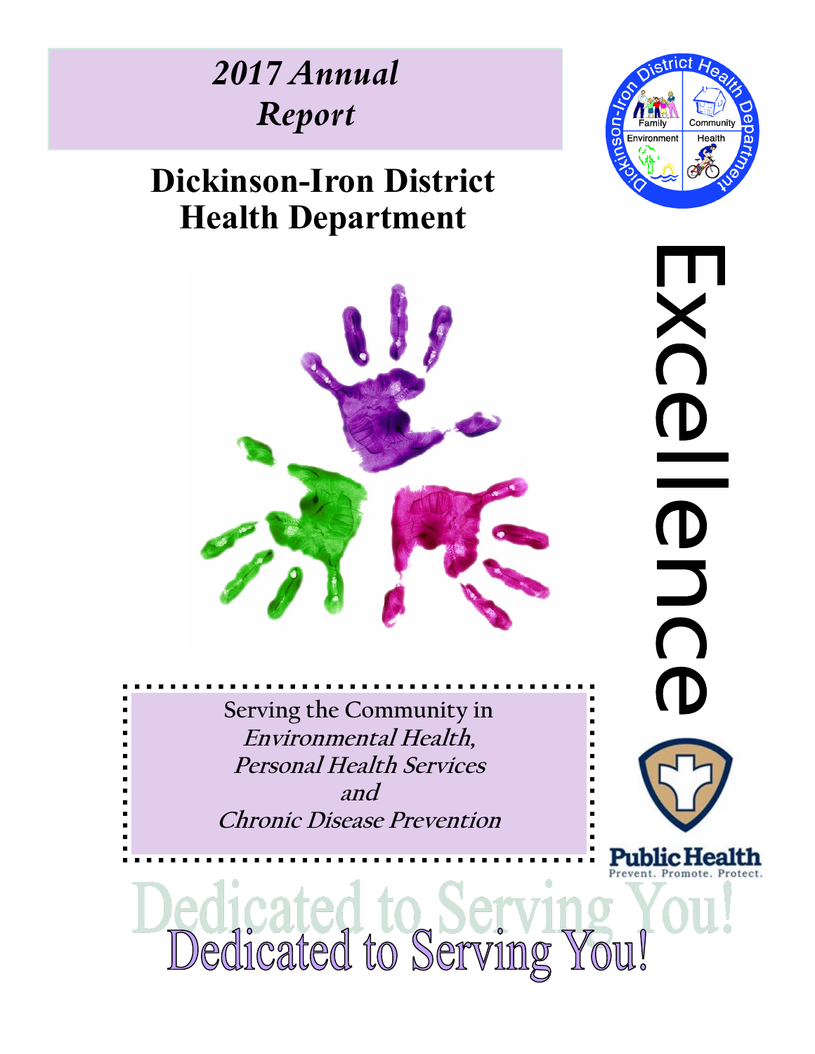# *2017 Annual Report*

# Dickinson-Iron District Health Department

Excellence

Serving the Community in
*Environmental Health,*
*Personal Health Services*
*and*
*Chronic Disease Prevention*

Public Health
Prevent. Promote. Protect.

Dedicated to Serving You!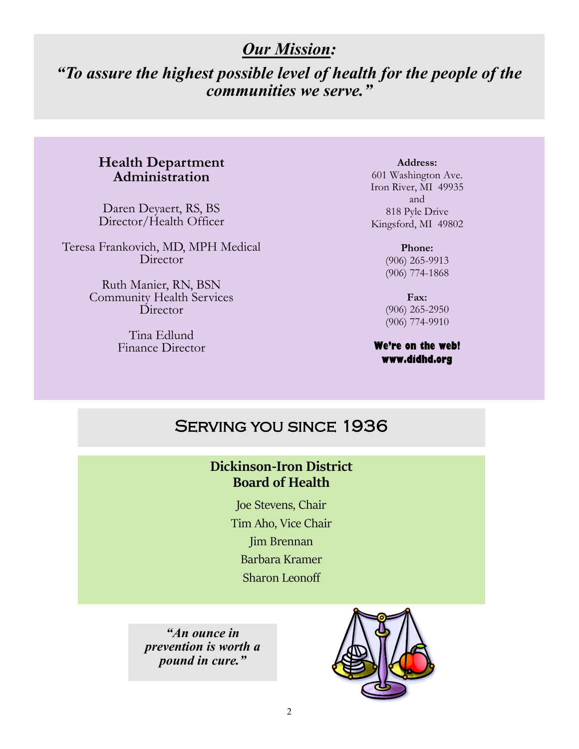## ***Our Mission:***

## ***"To assure the highest possible level of health for the people of the communities we serve."***

### Health Department Administration

Daren Deyaert, RS, BS
Director/Health Officer

Teresa Frankovich, MD, MPH Medical Director

Ruth Manier, RN, BSN
Community Health Services Director

Tina Edlund
Finance Director

**Address:**
601 Washington Ave.
Iron River, MI 49935
and
818 Pyle Drive
Kingsford, MI 49802

**Phone:**
(906) 265-9913
(906) 774-1868

**Fax:**
(906) 265-2950
(906) 774-9910

**We're on the web!**
**www.didhd.org**

## Serving you since 1936

### Dickinson-Iron District Board of Health

Joe Stevens, Chair
Tim Aho, Vice Chair
Jim Brennan
Barbara Kramer
Sharon Leonoff

***"An ounce in prevention is worth a pound in cure."***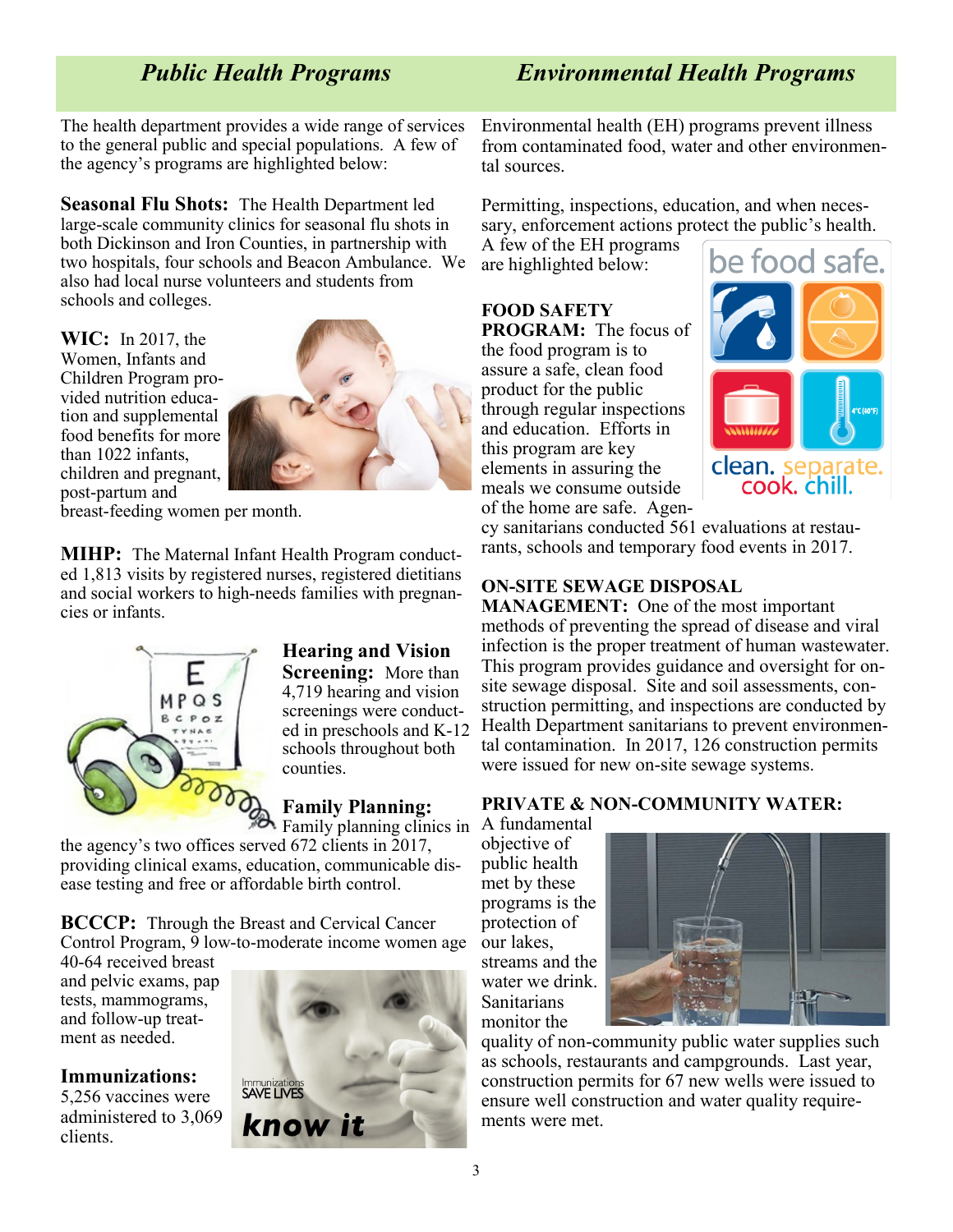## *Public Health Programs*

The health department provides a wide range of services to the general public and special populations. A few of the agency's programs are highlighted below:

**Seasonal Flu Shots:** The Health Department led large-scale community clinics for seasonal flu shots in both Dickinson and Iron Counties, in partnership with two hospitals, four schools and Beacon Ambulance. We also had local nurse volunteers and students from schools and colleges.

**WIC:** In 2017, the Women, Infants and Children Program provided nutrition education and supplemental food benefits for more than 1022 infants, children and pregnant, post-partum and breast-feeding women per month.

**MIHP:** The Maternal Infant Health Program conducted 1,813 visits by registered nurses, registered dietitians and social workers to high-needs families with pregnancies or infants.

**Hearing and Vision Screening:** More than 4,719 hearing and vision screenings were conducted in preschools and K-12 schools throughout both counties.

**Family Planning:** Family planning clinics in the agency's two offices served 672 clients in 2017, providing clinical exams, education, communicable disease testing and free or affordable birth control.

**BCCCP:** Through the Breast and Cervical Cancer Control Program, 9 low-to-moderate income women age 40-64 received breast and pelvic exams, pap tests, mammograms, and follow-up treatment as needed.

**Immunizations:** 5,256 vaccines were administered to 3,069 clients.

## *Environmental Health Programs*

Environmental health (EH) programs prevent illness from contaminated food, water and other environmental sources.

Permitting, inspections, education, and when necessary, enforcement actions protect the public's health. A few of the EH programs are highlighted below:

**FOOD SAFETY PROGRAM:** The focus of the food program is to assure a safe, clean food product for the public through regular inspections and education. Efforts in this program are key elements in assuring the meals we consume outside of the home are safe. Agency sanitarians conducted 561 evaluations at restaurants, schools and temporary food events in 2017.

**ON-SITE SEWAGE DISPOSAL MANAGEMENT:** One of the most important methods of preventing the spread of disease and viral infection is the proper treatment of human wastewater. This program provides guidance and oversight for on-site sewage disposal. Site and soil assessments, construction permitting, and inspections are conducted by Health Department sanitarians to prevent environmental contamination. In 2017, 126 construction permits were issued for new on-site sewage systems.

**PRIVATE & NON-COMMUNITY WATER:** A fundamental objective of public health met by these programs is the protection of our lakes, streams and the water we drink. Sanitarians monitor the quality of non-community public water supplies such as schools, restaurants and campgrounds. Last year, construction permits for 67 new wells were issued to ensure well construction and water quality requirements were met.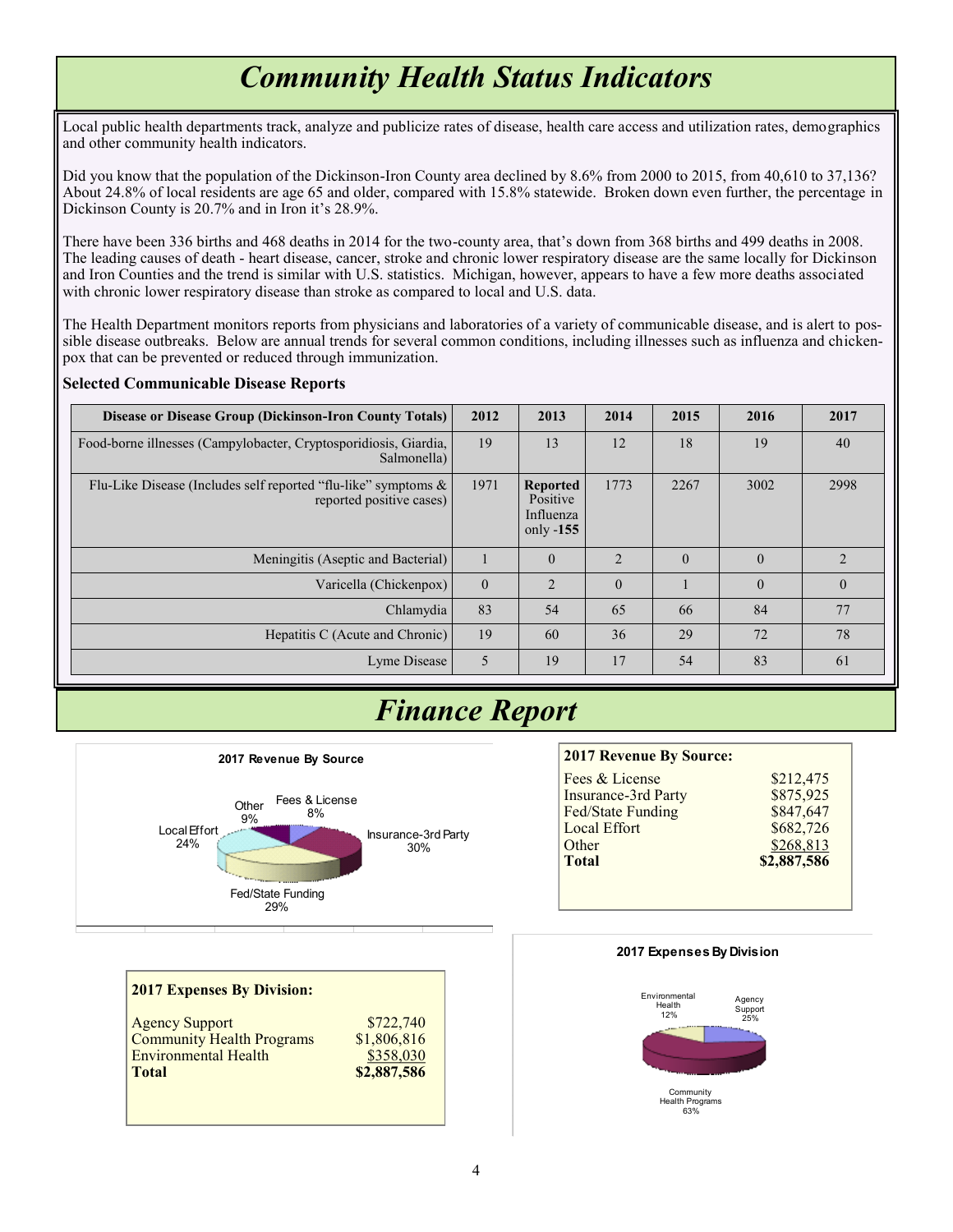# Community Health Status Indicators

Local public health departments track, analyze and publicize rates of disease, health care access and utilization rates, demographics and other community health indicators.

Did you know that the population of the Dickinson-Iron County area declined by 8.6% from 2000 to 2015, from 40,610 to 37,136? About 24.8% of local residents are age 65 and older, compared with 15.8% statewide. Broken down even further, the percentage in Dickinson County is 20.7% and in Iron it's 28.9%.

There have been 336 births and 468 deaths in 2014 for the two-county area, that's down from 368 births and 499 deaths in 2008. The leading causes of death - heart disease, cancer, stroke and chronic lower respiratory disease are the same locally for Dickinson and Iron Counties and the trend is similar with U.S. statistics. Michigan, however, appears to have a few more deaths associated with chronic lower respiratory disease than stroke as compared to local and U.S. data.

The Health Department monitors reports from physicians and laboratories of a variety of communicable disease, and is alert to possible disease outbreaks. Below are annual trends for several common conditions, including illnesses such as influenza and chickenpox that can be prevented or reduced through immunization.

**Selected Communicable Disease Reports**

| Disease or Disease Group (Dickinson-Iron County Totals) | 2012 | 2013 | 2014 | 2015 | 2016 | 2017 |
|---|---|---|---|---|---|---|
| Food-borne illnesses (Campylobacter, Cryptosporidiosis, Giardia, Salmonella) | 19 | 13 | 12 | 18 | 19 | 40 |
| Flu-Like Disease (Includes self reported "flu-like" symptoms & reported positive cases) | 1971 | **Reported** Positive Influenza only -**155** | 1773 | 2267 | 3002 | 2998 |
| Meningitis (Aseptic and Bacterial) | 1 | 0 | 2 | 0 | 0 | 2 |
| Varicella (Chickenpox) | 0 | 2 | 0 | 1 | 0 | 0 |
| Chlamydia | 83 | 54 | 65 | 66 | 84 | 77 |
| Hepatitis C (Acute and Chronic) | 19 | 60 | 36 | 29 | 72 | 78 |
| Lyme Disease | 5 | 19 | 17 | 54 | 83 | 61 |

# Finance Report

**2017 Revenue By Source**

Other 9%
Fees & License 8%
Local Effort 24%
Insurance-3rd Party 30%
Fed/State Funding 29%

| 2017 Revenue By Source: | |
|---|---|
| Fees & License | $212,475 |
| Insurance-3rd Party | $875,925 |
| Fed/State Funding | $847,647 |
| Local Effort | $682,726 |
| Other | $268,813 |
| **Total** | **$2,887,586** |

| 2017 Expenses By Division: | |
|---|---|
| Agency Support | $722,740 |
| Community Health Programs | $1,806,816 |
| Environmental Health | $358,030 |
| **Total** | **$2,887,586** |

**2017 Expenses By Division**

Environmental Health 12%
Agency Support 25%
Community Health Programs 63%